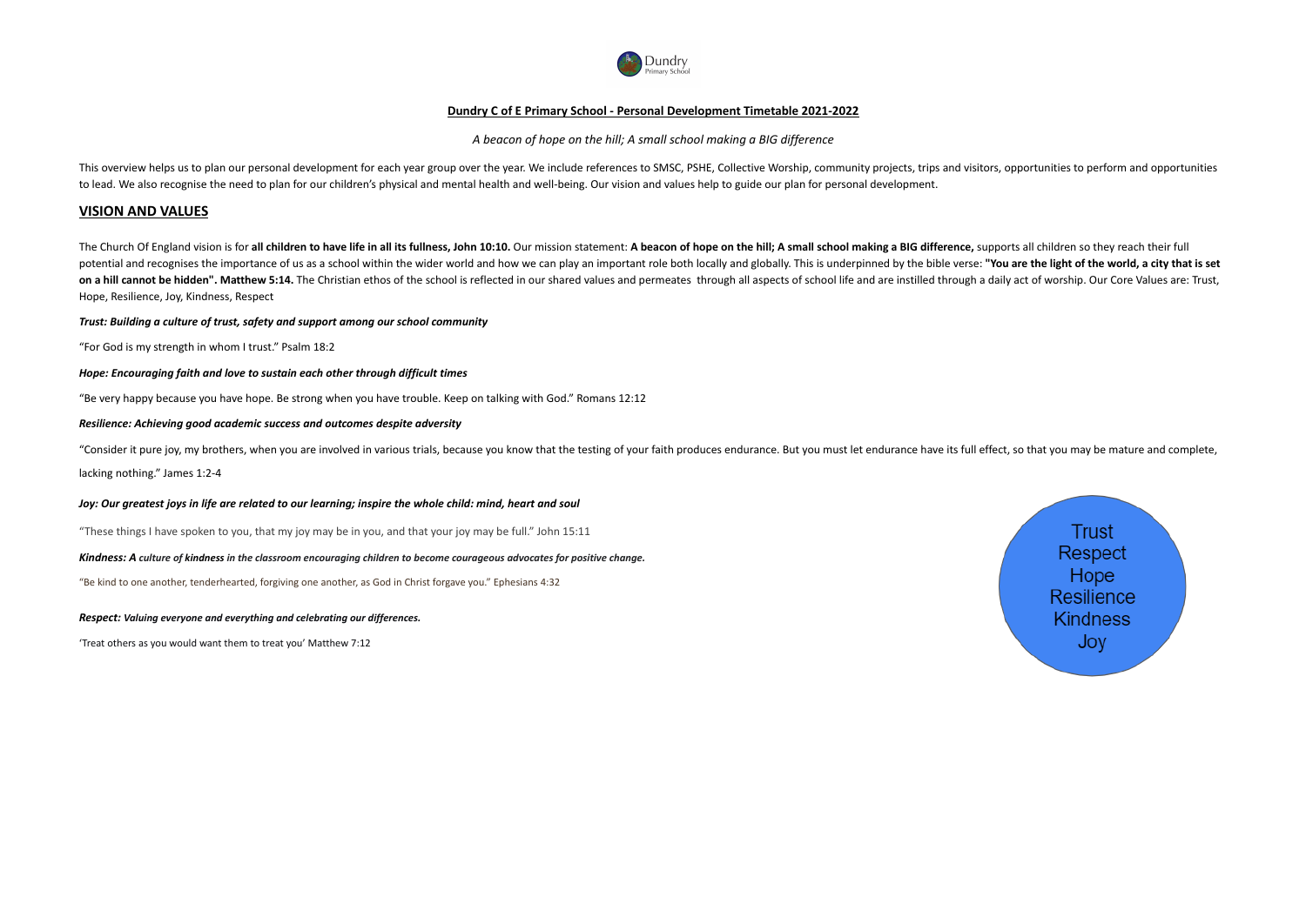Dundry Primary School

**Dundry C of E Primary School - Personal Development Timetable 2021-2022**

*A beacon of hope on the hill; A small school making a BIG difference*

This overview helps us to plan our personal development for each year group over the year. We include references to SMSC, PSHE, Collective Worship, community projects, trips and visitors, opportunities to perform and opportunities to lead. We also recognise the need to plan for our children's physical and mental health and well-being. Our vision and values help to guide our plan for personal development.

## VISION AND VALUES

The Church Of England vision is for **all children to have life in all its fullness, John 10:10.** Our mission statement: **A beacon of hope on the hill; A small school making a BIG difference,** supports all children so they reach their full potential and recognises the importance of us as a school within the wider world and how we can play an important role both locally and globally. This is underpinned by the bible verse: **"You are the light of the world, a city that is set on a hill cannot be hidden". Matthew 5:14.** The Christian ethos of the school is reflected in our shared values and permeates through all aspects of school life and are instilled through a daily act of worship. Our Core Values are: Trust, Hope, Resilience, Joy, Kindness, Respect

***Trust: Building a culture of trust, safety and support among our school community***

"For God is my strength in whom I trust." Psalm 18:2

***Hope: Encouraging faith and love to sustain each other through difficult times***

"Be very happy because you have hope. Be strong when you have trouble. Keep on talking with God." Romans 12:12

***Resilience: Achieving good academic success and outcomes despite adversity***

"Consider it pure joy, my brothers, when you are involved in various trials, because you know that the testing of your faith produces endurance. But you must let endurance have its full effect, so that you may be mature and complete, lacking nothing." James 1:2-4

***Joy: Our greatest joys in life are related to our learning; inspire the whole child: mind, heart and soul***

"These things I have spoken to you, that my joy may be in you, and that your joy may be full." John 15:11

***Kindness: A culture of kindness in the classroom encouraging children to become courageous advocates for positive change.***

"Be kind to one another, tenderhearted, forgiving one another, as God in Christ forgave you." Ephesians 4:32

***Respect: Valuing everyone and everything and celebrating our differences.***

'Treat others as you would want them to treat you' Matthew 7:12

Trust
Respect
Hope
Resilience
Kindness
Joy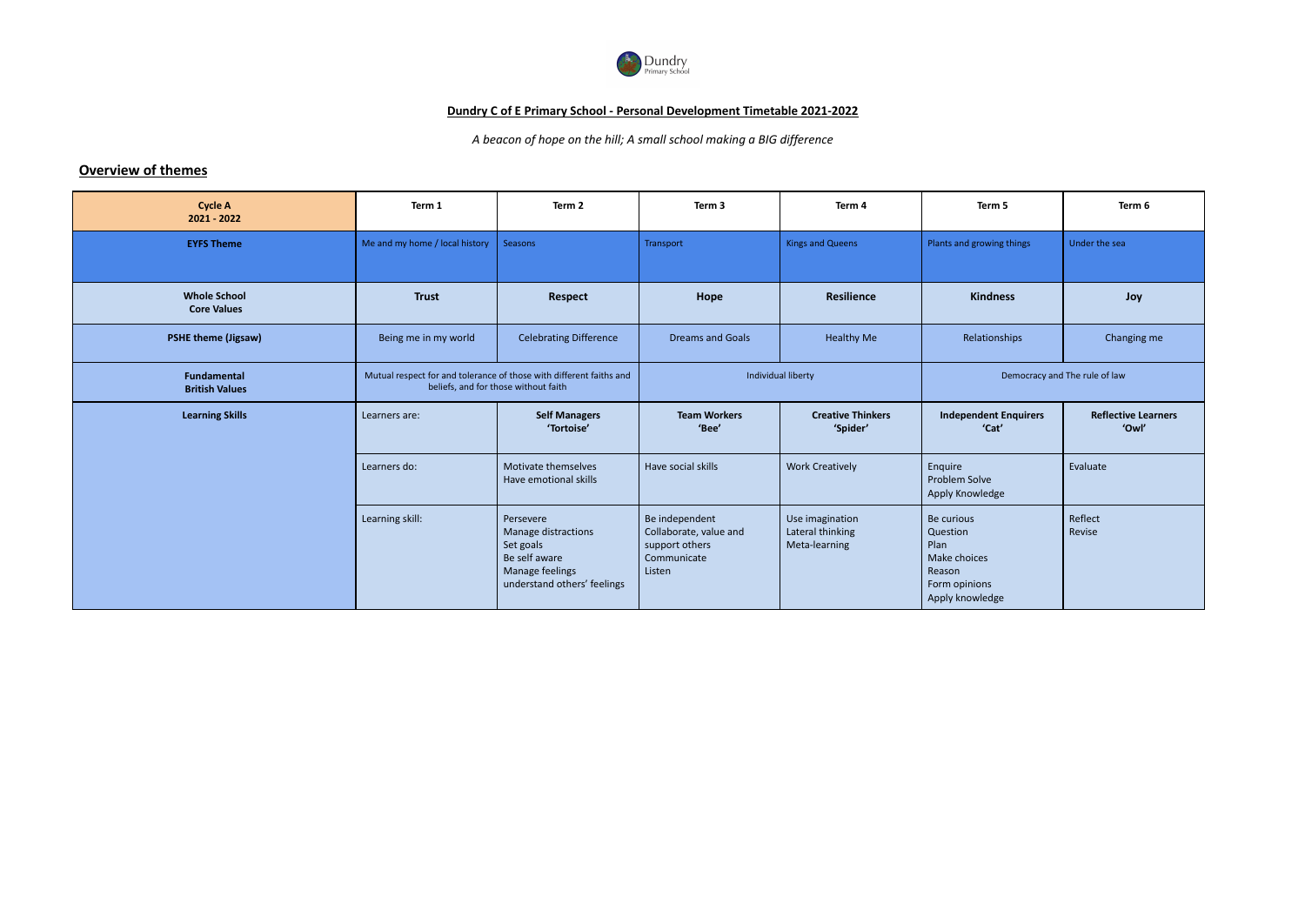Dundry Primary School

**Dundry C of E Primary School - Personal Development Timetable 2021-2022**

*A beacon of hope on the hill; A small school making a BIG difference*

## Overview of themes

| **Cycle A 2021 - 2022** | **Term 1** | **Term 2** | **Term 3** | **Term 4** | **Term 5** | **Term 6** |
|---|---|---|---|---|---|---|
| **EYFS Theme** | Me and my home / local history | Seasons | Transport | Kings and Queens | Plants and growing things | Under the sea |
| **Whole School Core Values** | **Trust** | **Respect** | **Hope** | **Resilience** | **Kindness** | **Joy** |
| **PSHE theme (Jigsaw)** | Being me in my world | Celebrating Difference | Dreams and Goals | Healthy Me | Relationships | Changing me |
| **Fundamental British Values** | Mutual respect for and tolerance of those with different faiths and beliefs, and for those without faith | | Individual liberty | | Democracy and The rule of law | |
| **Learning Skills** | Learners are: | **Self Managers 'Tortoise'** | **Team Workers 'Bee'** | **Creative Thinkers 'Spider'** | **Independent Enquirers 'Cat'** | **Reflective Learners 'Owl'** |
| | Learners do: | Motivate themselves<br>Have emotional skills | Have social skills | Work Creatively | Enquire<br>Problem Solve<br>Apply Knowledge | Evaluate |
| | Learning skill: | Persevere<br>Manage distractions<br>Set goals<br>Be self aware<br>Manage feelings<br>understand others' feelings | Be independent<br>Collaborate, value and support others<br>Communicate<br>Listen | Use imagination<br>Lateral thinking<br>Meta-learning | Be curious<br>Question<br>Plan<br>Make choices<br>Reason<br>Form opinions<br>Apply knowledge | Reflect<br>Revise |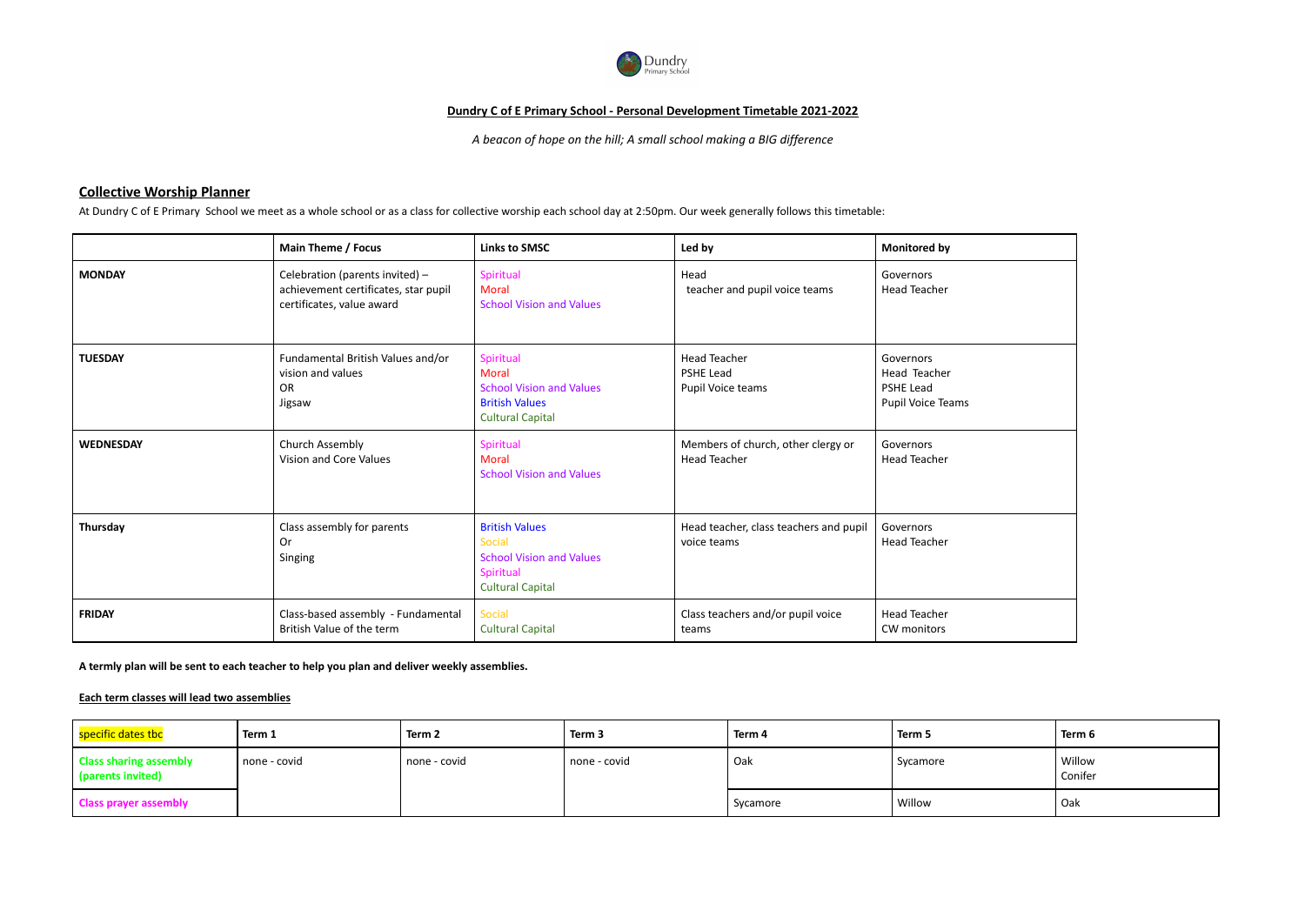**Dundry C of E Primary School - Personal Development Timetable 2021-2022**

*A beacon of hope on the hill; A small school making a BIG difference*

## Collective Worship Planner

At Dundry C of E Primary School we meet as a whole school or as a class for collective worship each school day at 2:50pm. Our week generally follows this timetable:

| | Main Theme / Focus | Links to SMSC | Led by | Monitored by |
|---|---|---|---|---|
| **MONDAY** | Celebration (parents invited) – achievement certificates, star pupil certificates, value award | Spiritual<br>Moral<br>School Vision and Values | Head teacher and pupil voice teams | Governors<br>Head Teacher |
| **TUESDAY** | Fundamental British Values and/or vision and values<br>OR<br>Jigsaw | Spiritual<br>Moral<br>School Vision and Values<br>British Values<br>Cultural Capital | Head Teacher<br>PSHE Lead<br>Pupil Voice teams | Governors<br>Head Teacher<br>PSHE Lead<br>Pupil Voice Teams |
| **WEDNESDAY** | Church Assembly<br>Vision and Core Values | Spiritual<br>Moral<br>School Vision and Values | Members of church, other clergy or Head Teacher | Governors<br>Head Teacher |
| **Thursday** | Class assembly for parents<br>Or<br>Singing | British Values<br>Social<br>School Vision and Values<br>Spiritual<br>Cultural Capital | Head teacher, class teachers and pupil voice teams | Governors<br>Head Teacher |
| **FRIDAY** | Class-based assembly - Fundamental British Value of the term | Social<br>Cultural Capital | Class teachers and/or pupil voice teams | Head Teacher<br>CW monitors |

**A termly plan will be sent to each teacher to help you plan and deliver weekly assemblies.**

**Each term classes will lead two assemblies**

| specific dates tbc | Term 1 | Term 2 | Term 3 | Term 4 | Term 5 | Term 6 |
|---|---|---|---|---|---|---|
| **Class sharing assembly (parents invited)** | none - covid | none - covid | none - covid | Oak | Sycamore | Willow<br>Conifer |
| **Class prayer assembly** | | | | Sycamore | Willow | Oak |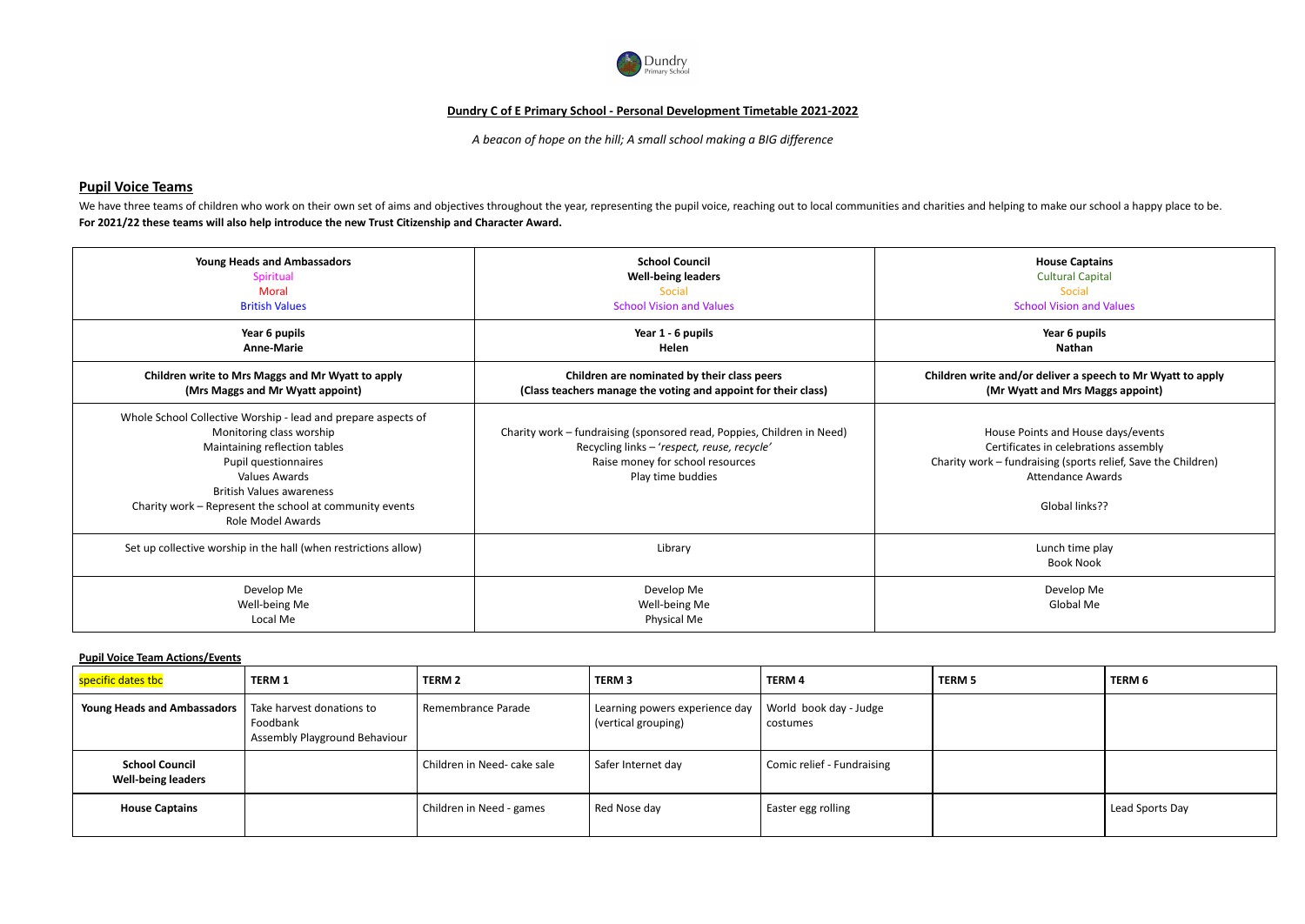**Dundry C of E Primary School - Personal Development Timetable 2021-2022**

*A beacon of hope on the hill; A small school making a BIG difference*

## Pupil Voice Teams

We have three teams of children who work on their own set of aims and objectives throughout the year, representing the pupil voice, reaching out to local communities and charities and helping to make our school a happy place to be.
**For 2021/22 these teams will also help introduce the new Trust Citizenship and Character Award.**

| **Young Heads and Ambassadors**<br>Spiritual<br>Moral<br>British Values | **School Council**<br>**Well-being leaders**<br>Social<br>School Vision and Values | **House Captains**<br>Cultural Capital<br>Social<br>School Vision and Values |
|---|---|---|
| **Year 6 pupils**<br>**Anne-Marie** | **Year 1 - 6 pupils**<br>**Helen** | **Year 6 pupils**<br>**Nathan** |
| **Children write to Mrs Maggs and Mr Wyatt to apply**<br>**(Mrs Maggs and Mr Wyatt appoint)** | **Children are nominated by their class peers**<br>**(Class teachers manage the voting and appoint for their class)** | **Children write and/or deliver a speech to Mr Wyatt to apply**<br>**(Mr Wyatt and Mrs Maggs appoint)** |
| Whole School Collective Worship - lead and prepare aspects of<br>Monitoring class worship<br>Maintaining reflection tables<br>Pupil questionnaires<br>Values Awards<br>British Values awareness<br>Charity work – Represent the school at community events<br>Role Model Awards | Charity work – fundraising (sponsored read, Poppies, Children in Need)<br>Recycling links – *'respect, reuse, recycle'*<br>Raise money for school resources<br>Play time buddies | House Points and House days/events<br>Certificates in celebrations assembly<br>Charity work – fundraising (sports relief, Save the Children)<br>Attendance Awards<br><br>Global links?? |
| Set up collective worship in the hall (when restrictions allow) | Library | Lunch time play<br>Book Nook |
| Develop Me<br>Well-being Me<br>Local Me | Develop Me<br>Well-being Me<br>Physical Me | Develop Me<br>Global Me |

**Pupil Voice Team Actions/Events**

| specific dates tbc | **TERM 1** | **TERM 2** | **TERM 3** | **TERM 4** | **TERM 5** | **TERM 6** |
|---|---|---|---|---|---|---|
| **Young Heads and Ambassadors** | Take harvest donations to Foodbank<br>Assembly Playground Behaviour | Remembrance Parade | Learning powers experience day (vertical grouping) | World book day - Judge costumes | | |
| **School Council**<br>**Well-being leaders** | | Children in Need- cake sale | Safer Internet day | Comic relief - Fundraising | | |
| **House Captains** | | Children in Need - games | Red Nose day | Easter egg rolling | | Lead Sports Day |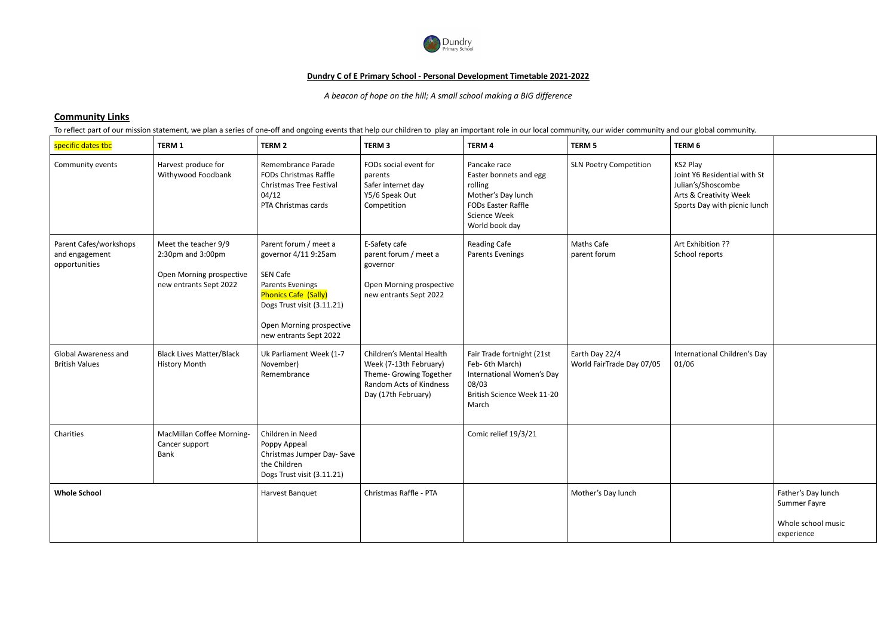**Dundry C of E Primary School - Personal Development Timetable 2021-2022**

*A beacon of hope on the hill; A small school making a BIG difference*

## Community Links

To reflect part of our mission statement, we plan a series of one-off and ongoing events that help our children to play an important role in our local community, our wider community and our global community.

| specific dates tbc | TERM 1 | TERM 2 | TERM 3 | TERM 4 | TERM 5 | TERM 6 | |
|---|---|---|---|---|---|---|---|
| Community events | Harvest produce for Withywood Foodbank | Remembrance Parade<br>FODs Christmas Raffle<br>Christmas Tree Festival 04/12<br>PTA Christmas cards | FODs social event for parents<br>Safer internet day<br>Y5/6 Speak Out Competition | Pancake race<br>Easter bonnets and egg rolling<br>Mother's Day lunch<br>FODs Easter Raffle<br>Science Week<br>World book day | SLN Poetry Competition | KS2 Play<br>Joint Y6 Residential with St Julian's/Shoscombe<br>Arts & Creativity Week<br>Sports Day with picnic lunch | |
| Parent Cafes/workshops and engagement opportunities | Meet the teacher 9/9 2:30pm and 3:00pm<br><br>Open Morning prospective new entrants Sept 2022 | Parent forum / meet a governor 4/11 9:25am<br><br>SEN Cafe<br>Parents Evenings<br>Phonics Cafe (Sally)<br>Dogs Trust visit (3.11.21)<br><br>Open Morning prospective new entrants Sept 2022 | E-Safety cafe<br>parent forum / meet a governor<br><br>Open Morning prospective new entrants Sept 2022 | Reading Cafe<br>Parents Evenings | Maths Cafe<br>parent forum | Art Exhibition ??<br>School reports | |
| Global Awareness and British Values | Black Lives Matter/Black History Month | Uk Parliament Week (1-7 November)<br>Remembrance | Children's Mental Health Week (7-13th February) Theme- Growing Together<br>Random Acts of Kindness Day (17th February) | Fair Trade fortnight (21st Feb- 6th March)<br>International Women's Day 08/03<br>British Science Week 11-20 March | Earth Day 22/4<br>World FairTrade Day 07/05 | International Children's Day 01/06 | |
| Charities | MacMillan Coffee Morning- Cancer support<br>Bank | Children in Need<br>Poppy Appeal<br>Christmas Jumper Day- Save the Children<br>Dogs Trust visit (3.11.21) | | Comic relief 19/3/21 | | | |
| **Whole School** | | Harvest Banquet | Christmas Raffle - PTA | | Mother's Day lunch | | Father's Day lunch<br>Summer Fayre<br><br>Whole school music experience |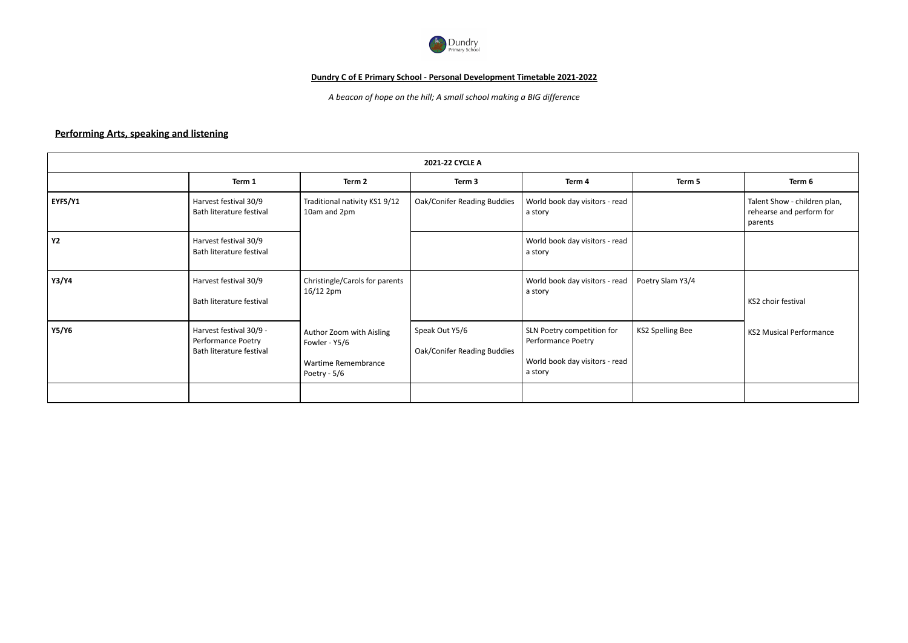**Dundry C of E Primary School - Personal Development Timetable 2021-2022**

*A beacon of hope on the hill; A small school making a BIG difference*

## Performing Arts, speaking and listening

| 2021-22 CYCLE A | | | | | | |
|---|---|---|---|---|---|---|
| | **Term 1** | **Term 2** | **Term 3** | **Term 4** | **Term 5** | **Term 6** |
| **EYFS/Y1** | Harvest festival 30/9<br>Bath literature festival | Traditional nativity KS1 9/12 10am and 2pm | Oak/Conifer Reading Buddies | World book day visitors - read a story | | Talent Show - children plan, rehearse and perform for parents |
| **Y2** | Harvest festival 30/9<br>Bath literature festival | | | World book day visitors - read a story | | |
| **Y3/Y4** | Harvest festival 30/9<br>Bath literature festival | Christingle/Carols for parents 16/12 2pm | | World book day visitors - read a story | Poetry Slam Y3/4 | KS2 choir festival |
| **Y5/Y6** | Harvest festival 30/9 - Performance Poetry<br>Bath literature festival | Author Zoom with Aisling Fowler - Y5/6<br>Wartime Remembrance Poetry - 5/6 | Speak Out Y5/6<br>Oak/Conifer Reading Buddies | SLN Poetry competition for Performance Poetry<br>World book day visitors - read a story | KS2 Spelling Bee | KS2 Musical Performance |
| | | | | | | |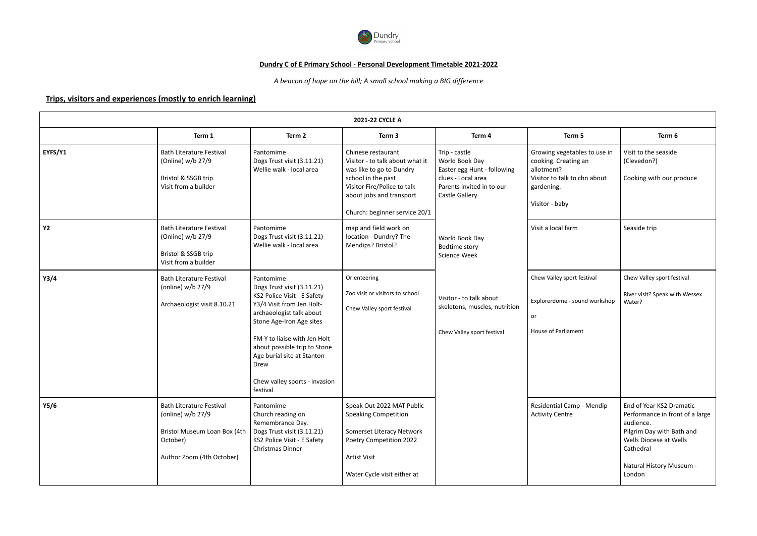**Dundry C of E Primary School - Personal Development Timetable 2021-2022**

*A beacon of hope on the hill; A small school making a BIG difference*

## Trips, visitors and experiences (mostly to enrich learning)

| 2021-22 CYCLE A | | | | | | |
|---|---|---|---|---|---|---|
| | **Term 1** | **Term 2** | **Term 3** | **Term 4** | **Term 5** | **Term 6** |
| **EYFS/Y1** | Bath Literature Festival (Online) w/b 27/9<br><br>Bristol & SSGB trip<br>Visit from a builder | Pantomime<br>Dogs Trust visit (3.11.21)<br>Wellie walk - local area | Chinese restaurant<br>Visitor - to talk about what it was like to go to Dundry school in the past<br>Visitor Fire/Police to talk about jobs and transport<br><br>Church: beginner service 20/1 | Trip - castle<br>World Book Day<br>Easter egg Hunt - following clues - Local area<br>Parents invited in to our Castle Gallery | Growing vegetables to use in cooking. Creating an allotment?<br>Visitor to talk to chn about gardening.<br><br>Visitor - baby | Visit to the seaside (Clevedon?)<br><br>Cooking with our produce |
| **Y2** | Bath Literature Festival (Online) w/b 27/9<br><br>Bristol & SSGB trip<br>Visit from a builder | Pantomime<br>Dogs Trust visit (3.11.21)<br>Wellie walk - local area | map and field work on location - Dundry? The Mendips? Bristol? | World Book Day<br>Bedtime story<br>Science Week | Visit a local farm | Seaside trip |
| **Y3/4** | Bath Literature Festival (online) w/b 27/9<br><br>Archaeologist visit 8.10.21 | Pantomime<br>Dogs Trust visit (3.11.21)<br>KS2 Police Visit - E Safety<br>Y3/4 Visit from Jen Holt- archaeologist talk about Stone Age-Iron Age sites<br><br>FM-Y to liaise with Jen Holt about possible trip to Stone Age burial site at Stanton Drew<br><br>Chew valley sports - invasion festival | Orienteering<br><br>Zoo visit or visitors to school<br><br>Chew Valley sport festival | Visitor - to talk about skeletons, muscles, nutrition<br><br>Chew Valley sport festival | Chew Valley sport festival<br><br>Explorerdome - sound workshop<br><br>or<br><br>House of Parliament | Chew Valley sport festival<br><br>River visit? Speak with Wessex Water? |
| **Y5/6** | Bath Literature Festival (online) w/b 27/9<br><br>Bristol Museum Loan Box (4th October)<br><br>Author Zoom (4th October) | Pantomime<br>Church reading on Remembrance Day.<br>Dogs Trust visit (3.11.21)<br>KS2 Police Visit - E Safety<br>Christmas Dinner | Speak Out 2022 MAT Public Speaking Competition<br><br>Somerset Literacy Network Poetry Competition 2022<br><br>Artist Visit<br><br>Water Cycle visit either at | | Residential Camp - Mendip Activity Centre | End of Year KS2 Dramatic Performance in front of a large audience.<br>Pilgrim Day with Bath and Wells Diocese at Wells Cathedral<br><br>Natural History Museum - London |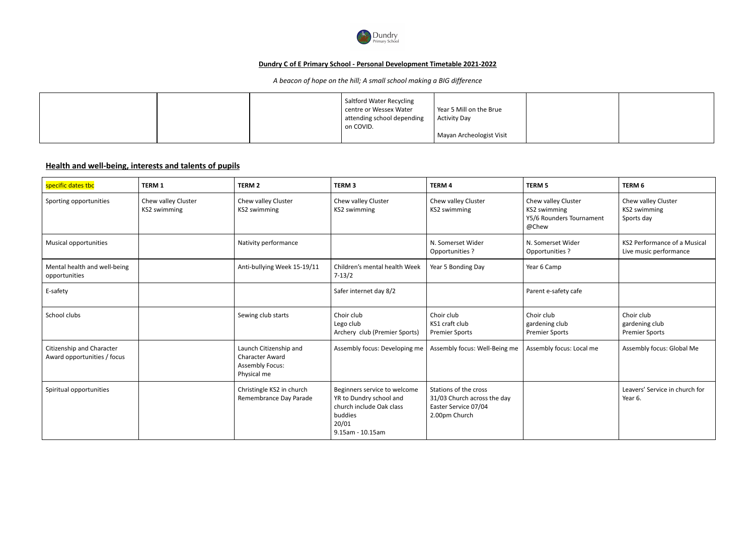**Dundry C of E Primary School - Personal Development Timetable 2021-2022**

*A beacon of hope on the hill; A small school making a BIG difference*

| | | | | | | |
|---|---|---|---|---|---|---|
| | | | Saltford Water Recycling centre or Wessex Water attending school depending on COVID. | Year 5 Mill on the Brue Activity Day<br><br>Mayan Archeologist Visit | | |

## Health and well-being, interests and talents of pupils

| specific dates tbc | TERM 1 | TERM 2 | TERM 3 | TERM 4 | TERM 5 | TERM 6 |
|---|---|---|---|---|---|---|
| Sporting opportunities | Chew valley Cluster<br>KS2 swimming | Chew valley Cluster<br>KS2 swimming | Chew valley Cluster<br>KS2 swimming | Chew valley Cluster<br>KS2 swimming | Chew valley Cluster<br>KS2 swimming<br>Y5/6 Rounders Tournament @Chew | Chew valley Cluster<br>KS2 swimming<br>Sports day |
| Musical opportunities | | Nativity performance | | N. Somerset Wider Opportunities ? | N. Somerset Wider Opportunities ? | KS2 Performance of a Musical<br>Live music performance |
| Mental health and well-being opportunities | | Anti-bullying Week 15-19/11 | Children's mental health Week 7-13/2 | Year 5 Bonding Day | Year 6 Camp | |
| E-safety | | | Safer internet day 8/2 | | Parent e-safety cafe | |
| School clubs | | Sewing club starts | Choir club<br>Lego club<br>Archery club (Premier Sports) | Choir club<br>KS1 craft club<br>Premier Sports | Choir club<br>gardening club<br>Premier Sports | Choir club<br>gardening club<br>Premier Sports |
| Citizenship and Character Award opportunities / focus | | Launch Citizenship and Character Award<br>Assembly Focus:<br>Physical me | Assembly focus: Developing me | Assembly focus: Well-Being me | Assembly focus: Local me | Assembly focus: Global Me |
| Spiritual opportunities | | Christingle KS2 in church<br>Remembrance Day Parade | Beginners service to welcome YR to Dundry school and church include Oak class buddies<br>20/01<br>9.15am - 10.15am | Stations of the cross<br>31/03 Church across the day<br>Easter Service 07/04<br>2.00pm Church | | Leavers' Service in church for Year 6. |